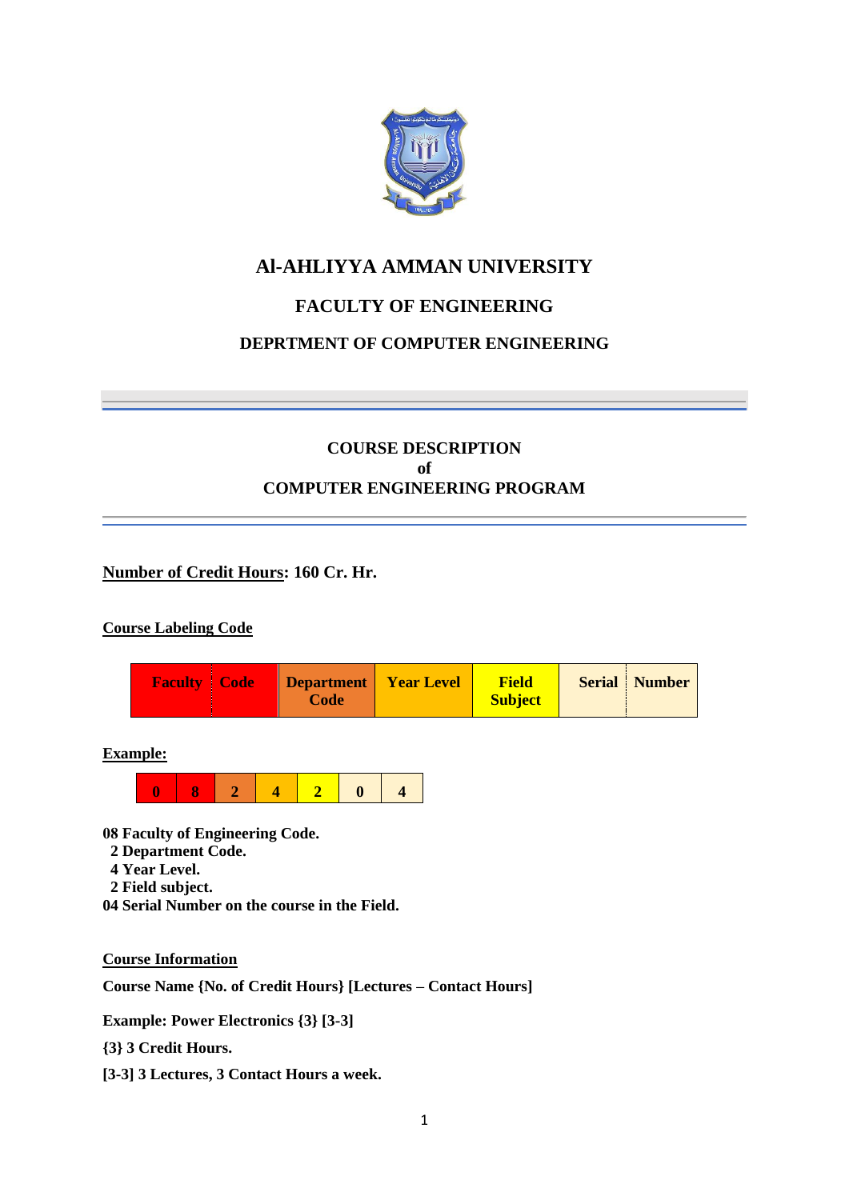# Al-AHLIYYA AMMAN UNIVERSITY

## FACULTY OF ENGINEERING

### DEPRTMENT OF COMPUTER ENGINEERING

---

**COURSE DESCRIPTION**
**of**
**COMPUTER ENGINEERING PROGRAM**

---

**Number of Credit Hours: 160 Cr. Hr.**

**Course Labeling Code**

| Faculty | Code | Department Code | Year Level | Field Subject | Serial | Number |
|---|---|---|---|---|---|---|

**Example:**

| 0 | 8 | 2 | 4 | 2 | 0 | 4 |
|---|---|---|---|---|---|---|

**08 Faculty of Engineering Code.**
**2 Department Code.**
**4 Year Level.**
**2 Field subject.**
**04 Serial Number on the course in the Field.**

**Course Information**

**Course Name {No. of Credit Hours} [Lectures – Contact Hours]**

**Example: Power Electronics {3} [3-3]**

**{3} 3 Credit Hours.**

**[3-3] 3 Lectures, 3 Contact Hours a week.**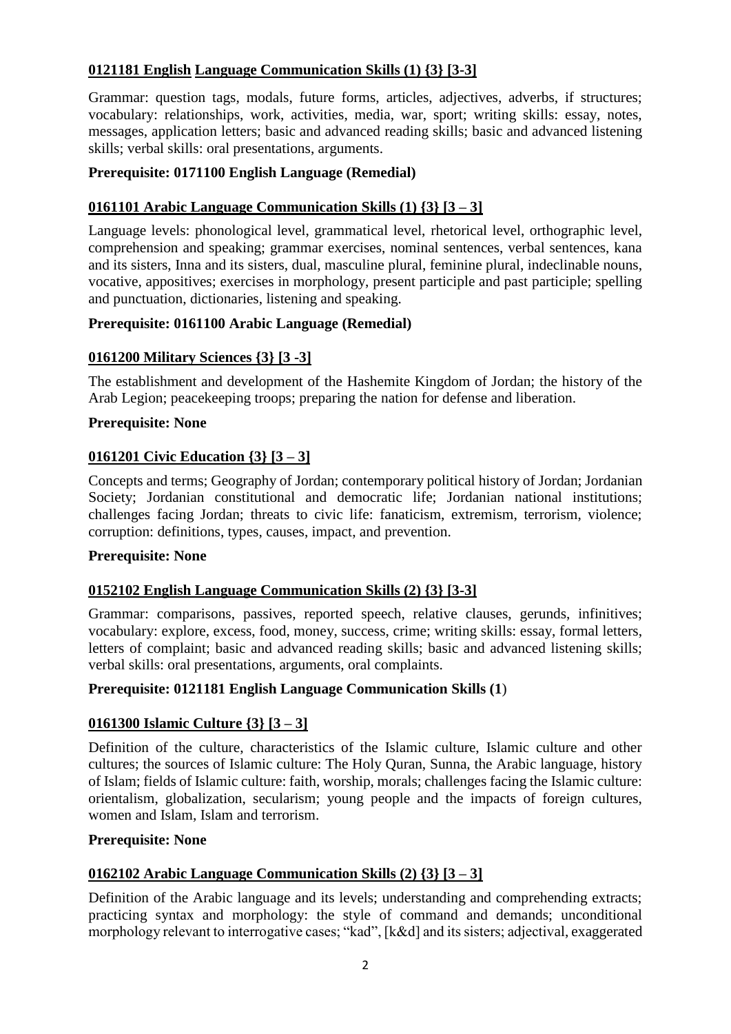**0121181 English Language Communication Skills (1) {3} [3-3]**

Grammar: question tags, modals, future forms, articles, adjectives, adverbs, if structures; vocabulary: relationships, work, activities, media, war, sport; writing skills: essay, notes, messages, application letters; basic and advanced reading skills; basic and advanced listening skills; verbal skills: oral presentations, arguments.

**Prerequisite: 0171100 English Language (Remedial)**

**0161101 Arabic Language Communication Skills (1) {3} [3 – 3]**

Language levels: phonological level, grammatical level, rhetorical level, orthographic level, comprehension and speaking; grammar exercises, nominal sentences, verbal sentences, kana and its sisters, Inna and its sisters, dual, masculine plural, feminine plural, indeclinable nouns, vocative, appositives; exercises in morphology, present participle and past participle; spelling and punctuation, dictionaries, listening and speaking.

**Prerequisite: 0161100 Arabic Language (Remedial)**

**0161200 Military Sciences {3} [3 -3]**

The establishment and development of the Hashemite Kingdom of Jordan; the history of the Arab Legion; peacekeeping troops; preparing the nation for defense and liberation.

**Prerequisite: None**

**0161201 Civic Education {3} [3 – 3]**

Concepts and terms; Geography of Jordan; contemporary political history of Jordan; Jordanian Society; Jordanian constitutional and democratic life; Jordanian national institutions; challenges facing Jordan; threats to civic life: fanaticism, extremism, terrorism, violence; corruption: definitions, types, causes, impact, and prevention.

**Prerequisite: None**

**0152102 English Language Communication Skills (2) {3} [3-3]**

Grammar: comparisons, passives, reported speech, relative clauses, gerunds, infinitives; vocabulary: explore, excess, food, money, success, crime; writing skills: essay, formal letters, letters of complaint; basic and advanced reading skills; basic and advanced listening skills; verbal skills: oral presentations, arguments, oral complaints.

**Prerequisite: 0121181 English Language Communication Skills (1)**

**0161300 Islamic Culture {3} [3 – 3]**

Definition of the culture, characteristics of the Islamic culture, Islamic culture and other cultures; the sources of Islamic culture: The Holy Quran, Sunna, the Arabic language, history of Islam; fields of Islamic culture: faith, worship, morals; challenges facing the Islamic culture: orientalism, globalization, secularism; young people and the impacts of foreign cultures, women and Islam, Islam and terrorism.

**Prerequisite: None**

**0162102 Arabic Language Communication Skills (2) {3} [3 – 3]**

Definition of the Arabic language and its levels; understanding and comprehending extracts; practicing syntax and morphology: the style of command and demands; unconditional morphology relevant to interrogative cases; "kad", [k&d] and its sisters; adjectival, exaggerated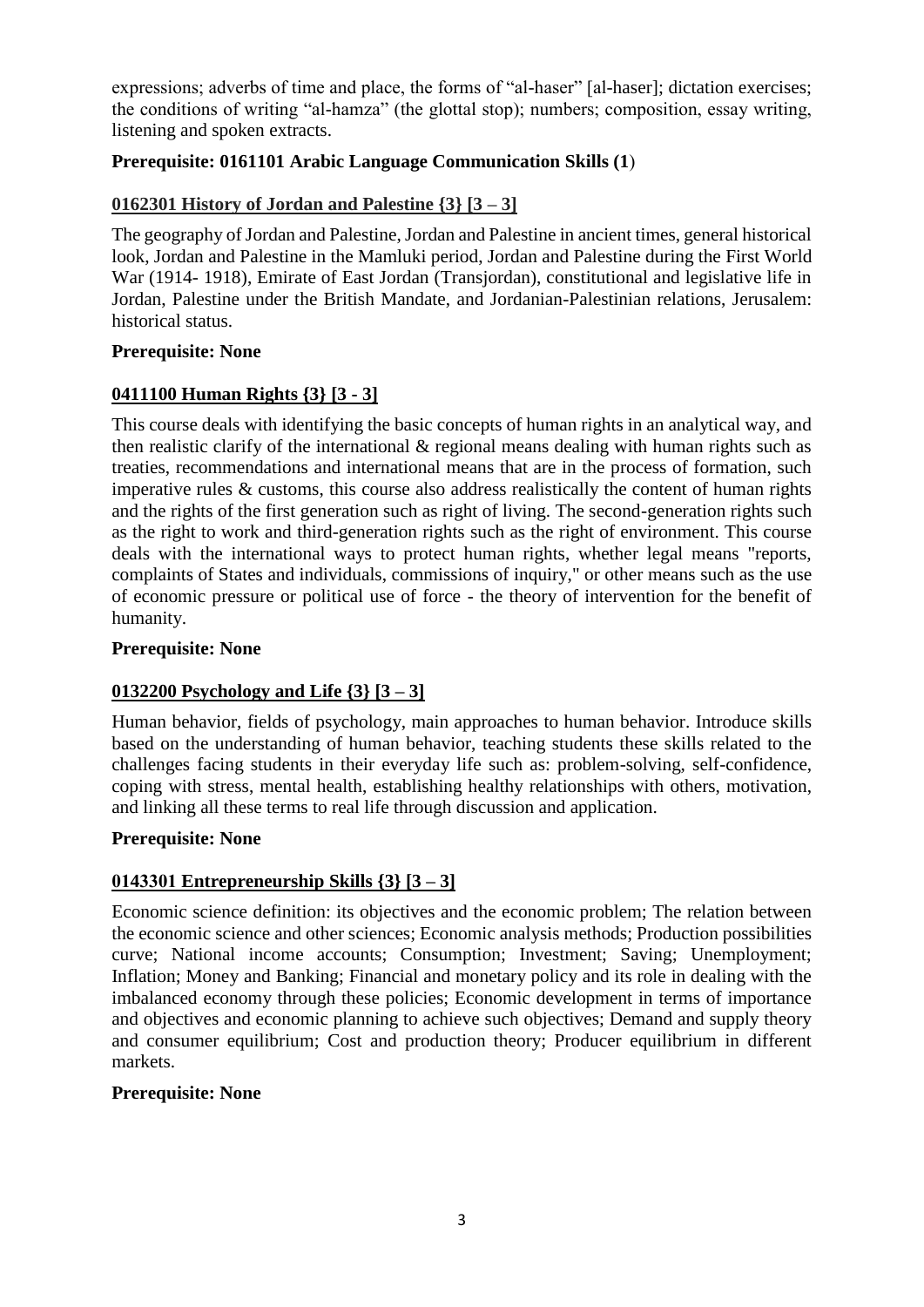expressions; adverbs of time and place, the forms of "al-haser" [al-haser]; dictation exercises; the conditions of writing "al-hamza" (the glottal stop); numbers; composition, essay writing, listening and spoken extracts.

**Prerequisite: 0161101 Arabic Language Communication Skills (1**)

**<u>0162301 History of Jordan and Palestine {3} [3 – 3]</u>**

The geography of Jordan and Palestine, Jordan and Palestine in ancient times, general historical look, Jordan and Palestine in the Mamluki period, Jordan and Palestine during the First World War (1914- 1918), Emirate of East Jordan (Transjordan), constitutional and legislative life in Jordan, Palestine under the British Mandate, and Jordanian-Palestinian relations, Jerusalem: historical status.

**Prerequisite: None**

**<u>0411100 Human Rights {3} [3 - 3]</u>**

This course deals with identifying the basic concepts of human rights in an analytical way, and then realistic clarify of the international & regional means dealing with human rights such as treaties, recommendations and international means that are in the process of formation, such imperative rules & customs, this course also address realistically the content of human rights and the rights of the first generation such as right of living. The second-generation rights such as the right to work and third-generation rights such as the right of environment. This course deals with the international ways to protect human rights, whether legal means "reports, complaints of States and individuals, commissions of inquiry," or other means such as the use of economic pressure or political use of force - the theory of intervention for the benefit of humanity.

**Prerequisite: None**

**<u>0132200 Psychology and Life {3} [3 – 3]</u>**

Human behavior, fields of psychology, main approaches to human behavior. Introduce skills based on the understanding of human behavior, teaching students these skills related to the challenges facing students in their everyday life such as: problem-solving, self-confidence, coping with stress, mental health, establishing healthy relationships with others, motivation, and linking all these terms to real life through discussion and application.

**Prerequisite: None**

**<u>0143301 Entrepreneurship Skills {3} [3 – 3]</u>**

Economic science definition: its objectives and the economic problem; The relation between the economic science and other sciences; Economic analysis methods; Production possibilities curve; National income accounts; Consumption; Investment; Saving; Unemployment; Inflation; Money and Banking; Financial and monetary policy and its role in dealing with the imbalanced economy through these policies; Economic development in terms of importance and objectives and economic planning to achieve such objectives; Demand and supply theory and consumer equilibrium; Cost and production theory; Producer equilibrium in different markets.

**Prerequisite: None**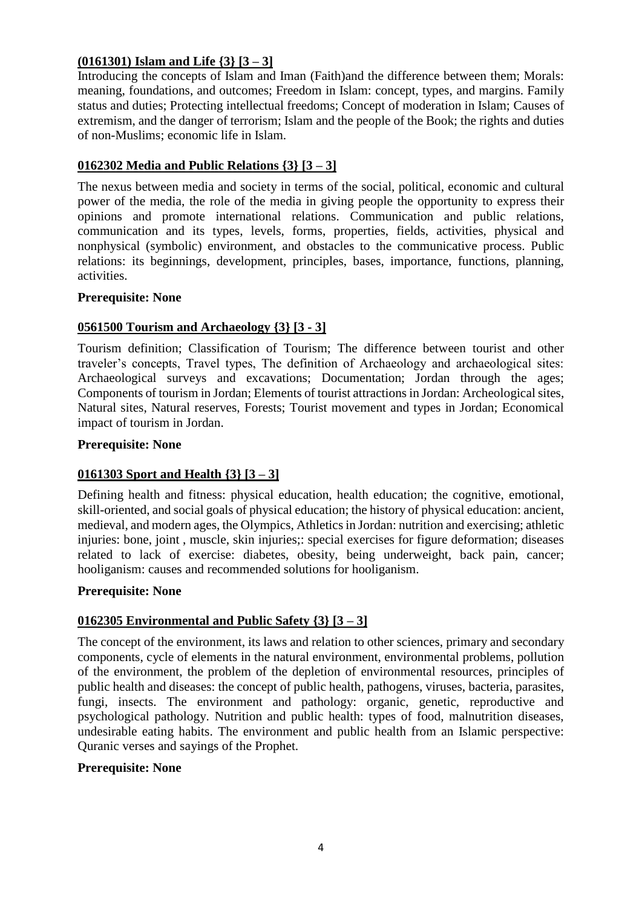**(0161301) Islam and Life {3} [3 – 3]**

Introducing the concepts of Islam and Iman (Faith)and the difference between them; Morals: meaning, foundations, and outcomes; Freedom in Islam: concept, types, and margins. Family status and duties; Protecting intellectual freedoms; Concept of moderation in Islam; Causes of extremism, and the danger of terrorism; Islam and the people of the Book; the rights and duties of non-Muslims; economic life in Islam.

**0162302 Media and Public Relations {3} [3 – 3]**

The nexus between media and society in terms of the social, political, economic and cultural power of the media, the role of the media in giving people the opportunity to express their opinions and promote international relations. Communication and public relations, communication and its types, levels, forms, properties, fields, activities, physical and nonphysical (symbolic) environment, and obstacles to the communicative process. Public relations: its beginnings, development, principles, bases, importance, functions, planning, activities.

**Prerequisite: None**

**0561500 Tourism and Archaeology {3} [3 - 3]**

Tourism definition; Classification of Tourism; The difference between tourist and other traveler's concepts, Travel types, The definition of Archaeology and archaeological sites: Archaeological surveys and excavations; Documentation; Jordan through the ages; Components of tourism in Jordan; Elements of tourist attractions in Jordan: Archeological sites, Natural sites, Natural reserves, Forests; Tourist movement and types in Jordan; Economical impact of tourism in Jordan.

**Prerequisite: None**

**0161303 Sport and Health {3} [3 – 3]**

Defining health and fitness: physical education, health education; the cognitive, emotional, skill-oriented, and social goals of physical education; the history of physical education: ancient, medieval, and modern ages, the Olympics, Athletics in Jordan: nutrition and exercising; athletic injuries: bone, joint , muscle, skin injuries;: special exercises for figure deformation; diseases related to lack of exercise: diabetes, obesity, being underweight, back pain, cancer; hooliganism: causes and recommended solutions for hooliganism.

**Prerequisite: None**

**0162305 Environmental and Public Safety {3} [3 – 3]**

The concept of the environment, its laws and relation to other sciences, primary and secondary components, cycle of elements in the natural environment, environmental problems, pollution of the environment, the problem of the depletion of environmental resources, principles of public health and diseases: the concept of public health, pathogens, viruses, bacteria, parasites, fungi, insects. The environment and pathology: organic, genetic, reproductive and psychological pathology. Nutrition and public health: types of food, malnutrition diseases, undesirable eating habits. The environment and public health from an Islamic perspective: Quranic verses and sayings of the Prophet.

**Prerequisite: None**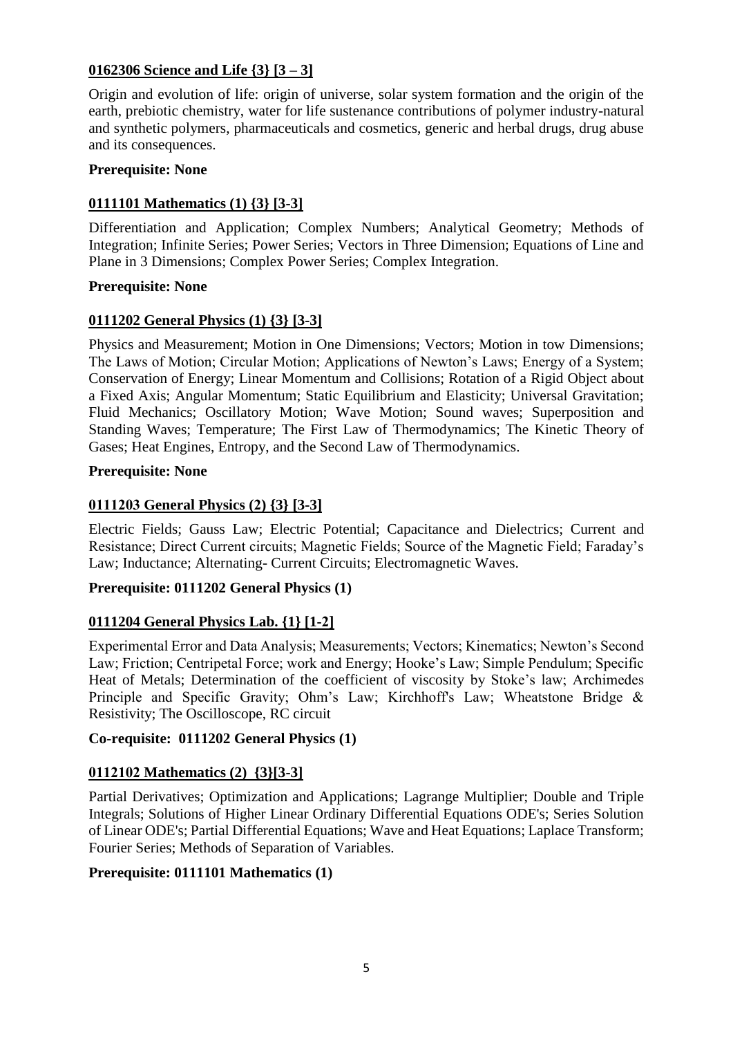**0162306 Science and Life {3} [3 – 3]**

Origin and evolution of life: origin of universe, solar system formation and the origin of the earth, prebiotic chemistry, water for life sustenance contributions of polymer industry-natural and synthetic polymers, pharmaceuticals and cosmetics, generic and herbal drugs, drug abuse and its consequences.

**Prerequisite: None**

**0111101 Mathematics (1) {3} [3-3]**

Differentiation and Application; Complex Numbers; Analytical Geometry; Methods of Integration; Infinite Series; Power Series; Vectors in Three Dimension; Equations of Line and Plane in 3 Dimensions; Complex Power Series; Complex Integration.

**Prerequisite: None**

**0111202 General Physics (1) {3} [3-3]**

Physics and Measurement; Motion in One Dimensions; Vectors; Motion in tow Dimensions; The Laws of Motion; Circular Motion; Applications of Newton's Laws; Energy of a System; Conservation of Energy; Linear Momentum and Collisions; Rotation of a Rigid Object about a Fixed Axis; Angular Momentum; Static Equilibrium and Elasticity; Universal Gravitation; Fluid Mechanics; Oscillatory Motion; Wave Motion; Sound waves; Superposition and Standing Waves; Temperature; The First Law of Thermodynamics; The Kinetic Theory of Gases; Heat Engines, Entropy, and the Second Law of Thermodynamics.

**Prerequisite: None**

**0111203 General Physics (2) {3} [3-3]**

Electric Fields; Gauss Law; Electric Potential; Capacitance and Dielectrics; Current and Resistance; Direct Current circuits; Magnetic Fields; Source of the Magnetic Field; Faraday's Law; Inductance; Alternating- Current Circuits; Electromagnetic Waves.

**Prerequisite: 0111202 General Physics (1)**

**0111204 General Physics Lab. {1} [1-2]**

Experimental Error and Data Analysis; Measurements; Vectors; Kinematics; Newton's Second Law; Friction; Centripetal Force; work and Energy; Hooke's Law; Simple Pendulum; Specific Heat of Metals; Determination of the coefficient of viscosity by Stoke's law; Archimedes Principle and Specific Gravity; Ohm's Law; Kirchhoff's Law; Wheatstone Bridge & Resistivity; The Oscilloscope, RC circuit

**Co-requisite: 0111202 General Physics (1)**

**0112102 Mathematics (2) {3}[3-3]**

Partial Derivatives; Optimization and Applications; Lagrange Multiplier; Double and Triple Integrals; Solutions of Higher Linear Ordinary Differential Equations ODE's; Series Solution of Linear ODE's; Partial Differential Equations; Wave and Heat Equations; Laplace Transform; Fourier Series; Methods of Separation of Variables.

**Prerequisite: 0111101 Mathematics (1)**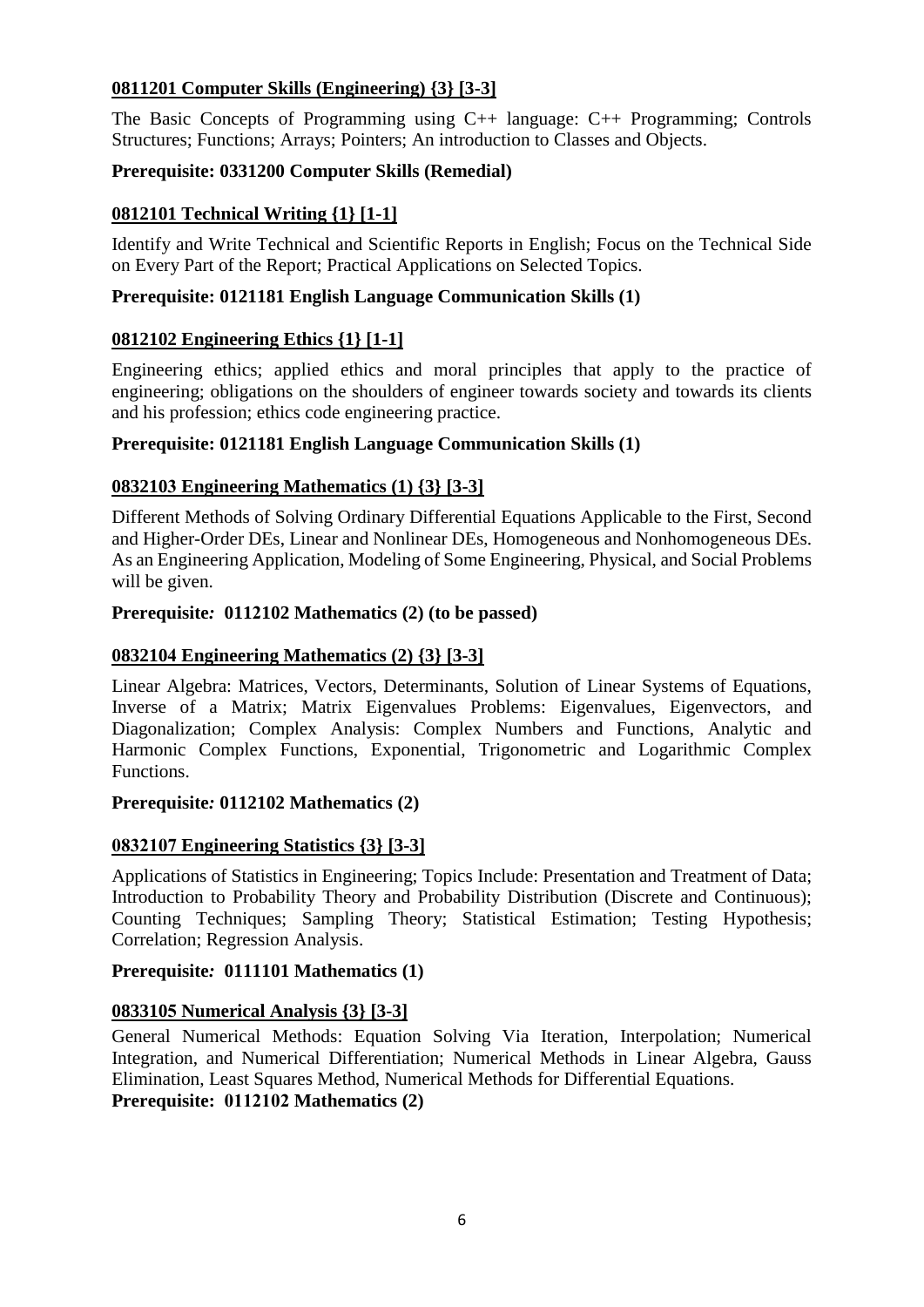**0811201 Computer Skills (Engineering) {3} [3-3]**

The Basic Concepts of Programming using C++ language: C++ Programming; Controls Structures; Functions; Arrays; Pointers; An introduction to Classes and Objects.

**Prerequisite: 0331200 Computer Skills (Remedial)**

**0812101 Technical Writing {1} [1-1]**

Identify and Write Technical and Scientific Reports in English; Focus on the Technical Side on Every Part of the Report; Practical Applications on Selected Topics.

**Prerequisite: 0121181 English Language Communication Skills (1)**

**0812102 Engineering Ethics {1} [1-1]**

Engineering ethics; applied ethics and moral principles that apply to the practice of engineering; obligations on the shoulders of engineer towards society and towards its clients and his profession; ethics code engineering practice.

**Prerequisite: 0121181 English Language Communication Skills (1)**

**0832103 Engineering Mathematics (1) {3} [3-3]**

Different Methods of Solving Ordinary Differential Equations Applicable to the First, Second and Higher-Order DEs, Linear and Nonlinear DEs, Homogeneous and Nonhomogeneous DEs. As an Engineering Application, Modeling of Some Engineering, Physical, and Social Problems will be given.

**Prerequisite: 0112102 Mathematics (2) (to be passed)**

**0832104 Engineering Mathematics (2) {3} [3-3]**

Linear Algebra: Matrices, Vectors, Determinants, Solution of Linear Systems of Equations, Inverse of a Matrix; Matrix Eigenvalues Problems: Eigenvalues, Eigenvectors, and Diagonalization; Complex Analysis: Complex Numbers and Functions, Analytic and Harmonic Complex Functions, Exponential, Trigonometric and Logarithmic Complex Functions.

**Prerequisite: 0112102 Mathematics (2)**

**0832107 Engineering Statistics {3} [3-3]**

Applications of Statistics in Engineering; Topics Include: Presentation and Treatment of Data; Introduction to Probability Theory and Probability Distribution (Discrete and Continuous); Counting Techniques; Sampling Theory; Statistical Estimation; Testing Hypothesis; Correlation; Regression Analysis.

**Prerequisite: 0111101 Mathematics (1)**

**0833105 Numerical Analysis {3} [3-3]**

General Numerical Methods: Equation Solving Via Iteration, Interpolation; Numerical Integration, and Numerical Differentiation; Numerical Methods in Linear Algebra, Gauss Elimination, Least Squares Method, Numerical Methods for Differential Equations.

**Prerequisite: 0112102 Mathematics (2)**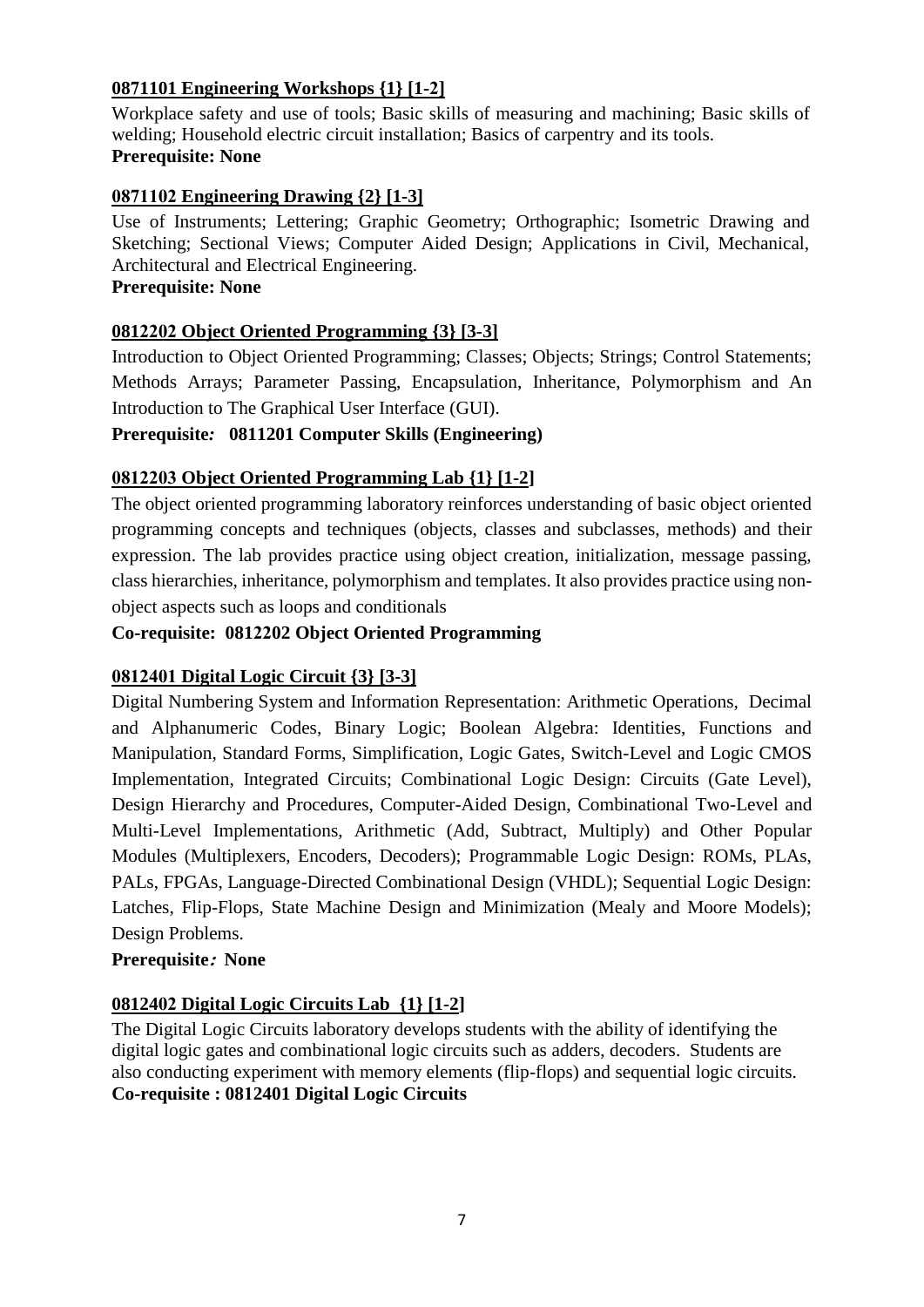**0871101 Engineering Workshops {1} [1-2]**

Workplace safety and use of tools; Basic skills of measuring and machining; Basic skills of welding; Household electric circuit installation; Basics of carpentry and its tools.
**Prerequisite: None**

**0871102 Engineering Drawing {2} [1-3]**

Use of Instruments; Lettering; Graphic Geometry; Orthographic; Isometric Drawing and Sketching; Sectional Views; Computer Aided Design; Applications in Civil, Mechanical, Architectural and Electrical Engineering.
**Prerequisite: None**

**0812202 Object Oriented Programming {3} [3-3]**

Introduction to Object Oriented Programming; Classes; Objects; Strings; Control Statements; Methods Arrays; Parameter Passing, Encapsulation, Inheritance, Polymorphism and An Introduction to The Graphical User Interface (GUI).

**Prerequisite: 0811201 Computer Skills (Engineering)**

**0812203 Object Oriented Programming Lab {1} [1-2]**

The object oriented programming laboratory reinforces understanding of basic object oriented programming concepts and techniques (objects, classes and subclasses, methods) and their expression. The lab provides practice using object creation, initialization, message passing, class hierarchies, inheritance, polymorphism and templates. It also provides practice using non-object aspects such as loops and conditionals

**Co-requisite: 0812202 Object Oriented Programming**

**0812401 Digital Logic Circuit {3} [3-3]**

Digital Numbering System and Information Representation: Arithmetic Operations, Decimal and Alphanumeric Codes, Binary Logic; Boolean Algebra: Identities, Functions and Manipulation, Standard Forms, Simplification, Logic Gates, Switch-Level and Logic CMOS Implementation, Integrated Circuits; Combinational Logic Design: Circuits (Gate Level), Design Hierarchy and Procedures, Computer-Aided Design, Combinational Two-Level and Multi-Level Implementations, Arithmetic (Add, Subtract, Multiply) and Other Popular Modules (Multiplexers, Encoders, Decoders); Programmable Logic Design: ROMs, PLAs, PALs, FPGAs, Language-Directed Combinational Design (VHDL); Sequential Logic Design: Latches, Flip-Flops, State Machine Design and Minimization (Mealy and Moore Models); Design Problems.

**Prerequisite: None**

**0812402 Digital Logic Circuits Lab {1} [1-2]**

The Digital Logic Circuits laboratory develops students with the ability of identifying the digital logic gates and combinational logic circuits such as adders, decoders. Students are also conducting experiment with memory elements (flip-flops) and sequential logic circuits.
**Co-requisite : 0812401 Digital Logic Circuits**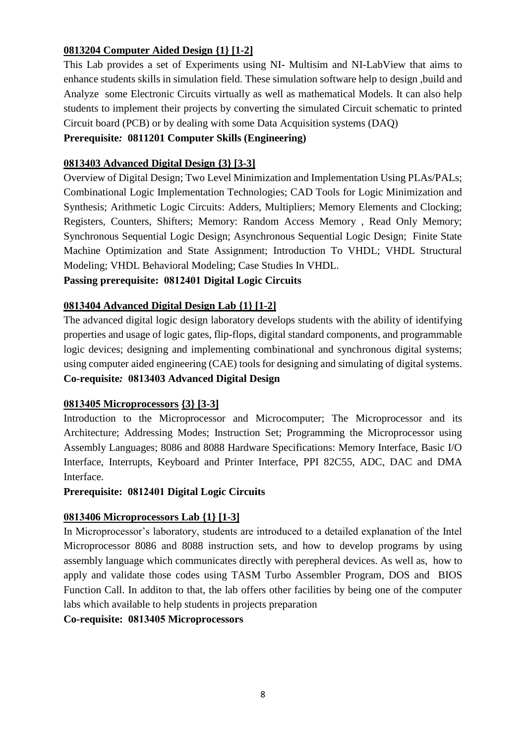**0813204 Computer Aided Design {1} [1-2]**

This Lab provides a set of Experiments using NI- Multisim and NI-LabView that aims to enhance students skills in simulation field. These simulation software help to design ,build and Analyze some Electronic Circuits virtually as well as mathematical Models. It can also help students to implement their projects by converting the simulated Circuit schematic to printed Circuit board (PCB) or by dealing with some Data Acquisition systems (DAQ)

**Prerequisite: 0811201 Computer Skills (Engineering)**

**0813403 Advanced Digital Design {3} [3-3]**

Overview of Digital Design; Two Level Minimization and Implementation Using PLAs/PALs; Combinational Logic Implementation Technologies; CAD Tools for Logic Minimization and Synthesis; Arithmetic Logic Circuits: Adders, Multipliers; Memory Elements and Clocking; Registers, Counters, Shifters; Memory: Random Access Memory , Read Only Memory; Synchronous Sequential Logic Design; Asynchronous Sequential Logic Design; Finite State Machine Optimization and State Assignment; Introduction To VHDL; VHDL Structural Modeling; VHDL Behavioral Modeling; Case Studies In VHDL.

**Passing prerequisite: 0812401 Digital Logic Circuits**

**0813404 Advanced Digital Design Lab {1} [1-2]**

The advanced digital logic design laboratory develops students with the ability of identifying properties and usage of logic gates, flip-flops, digital standard components, and programmable logic devices; designing and implementing combinational and synchronous digital systems; using computer aided engineering (CAE) tools for designing and simulating of digital systems.

**Co-requisite: 0813403 Advanced Digital Design**

**0813405 Microprocessors {3} [3-3]**

Introduction to the Microprocessor and Microcomputer; The Microprocessor and its Architecture; Addressing Modes; Instruction Set; Programming the Microprocessor using Assembly Languages; 8086 and 8088 Hardware Specifications: Memory Interface, Basic I/O Interface, Interrupts, Keyboard and Printer Interface, PPI 82C55, ADC, DAC and DMA Interface.

**Prerequisite: 0812401 Digital Logic Circuits**

**0813406 Microprocessors Lab {1} [1-3]**

In Microprocessor's laboratory, students are introduced to a detailed explanation of the Intel Microprocessor 8086 and 8088 instruction sets, and how to develop programs by using assembly language which communicates directly with perepheral devices. As well as, how to apply and validate those codes using TASM Turbo Assembler Program, DOS and BIOS Function Call. In additon to that, the lab offers other facilities by being one of the computer labs which available to help students in projects preparation

**Co-requisite: 0813405 Microprocessors**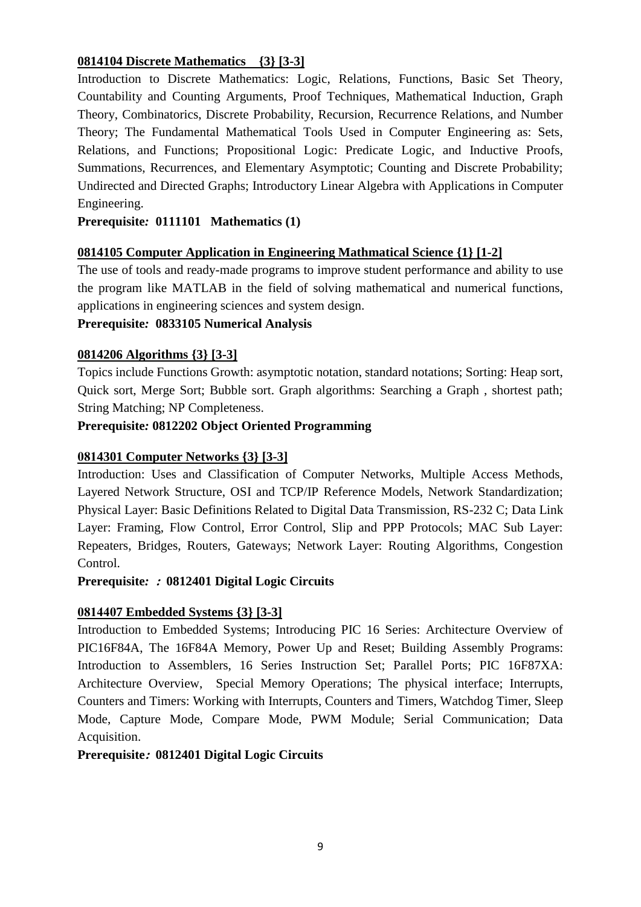**0814104 Discrete Mathematics {3} [3-3]**

Introduction to Discrete Mathematics: Logic, Relations, Functions, Basic Set Theory, Countability and Counting Arguments, Proof Techniques, Mathematical Induction, Graph Theory, Combinatorics, Discrete Probability, Recursion, Recurrence Relations, and Number Theory; The Fundamental Mathematical Tools Used in Computer Engineering as: Sets, Relations, and Functions; Propositional Logic: Predicate Logic, and Inductive Proofs, Summations, Recurrences, and Elementary Asymptotic; Counting and Discrete Probability; Undirected and Directed Graphs; Introductory Linear Algebra with Applications in Computer Engineering.

**Prerequisite: 0111101 Mathematics (1)**

**0814105 Computer Application in Engineering Mathmatical Science {1} [1-2]**

The use of tools and ready-made programs to improve student performance and ability to use the program like MATLAB in the field of solving mathematical and numerical functions, applications in engineering sciences and system design.

**Prerequisite: 0833105 Numerical Analysis**

**0814206 Algorithms {3} [3-3]**

Topics include Functions Growth: asymptotic notation, standard notations; Sorting: Heap sort, Quick sort, Merge Sort; Bubble sort. Graph algorithms: Searching a Graph , shortest path; String Matching; NP Completeness.

**Prerequisite: 0812202 Object Oriented Programming**

**0814301 Computer Networks {3} [3-3]**

Introduction: Uses and Classification of Computer Networks, Multiple Access Methods, Layered Network Structure, OSI and TCP/IP Reference Models, Network Standardization; Physical Layer: Basic Definitions Related to Digital Data Transmission, RS-232 C; Data Link Layer: Framing, Flow Control, Error Control, Slip and PPP Protocols; MAC Sub Layer: Repeaters, Bridges, Routers, Gateways; Network Layer: Routing Algorithms, Congestion Control.

**Prerequisite: ： 0812401 Digital Logic Circuits**

**0814407 Embedded Systems {3} [3-3]**

Introduction to Embedded Systems; Introducing PIC 16 Series: Architecture Overview of PIC16F84A, The 16F84A Memory, Power Up and Reset; Building Assembly Programs: Introduction to Assemblers, 16 Series Instruction Set; Parallel Ports; PIC 16F87XA: Architecture Overview, Special Memory Operations; The physical interface; Interrupts, Counters and Timers: Working with Interrupts, Counters and Timers, Watchdog Timer, Sleep Mode, Capture Mode, Compare Mode, PWM Module; Serial Communication; Data Acquisition.

**Prerequisite： 0812401 Digital Logic Circuits**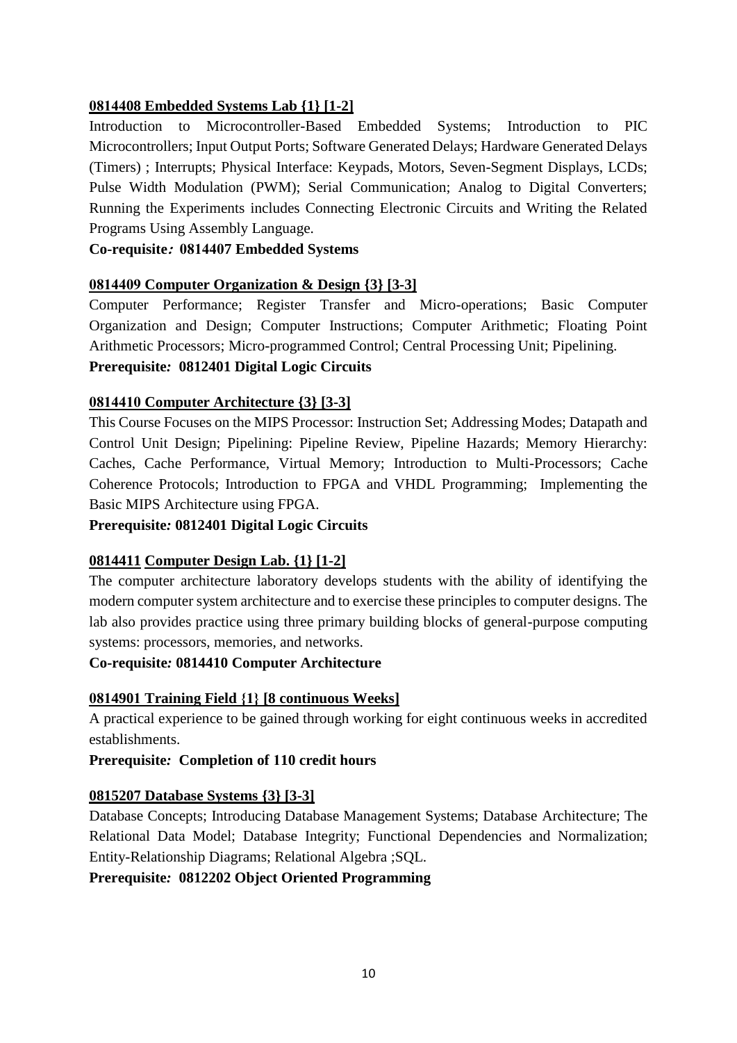**0814408 Embedded Systems Lab {1} [1-2]**

Introduction to Microcontroller-Based Embedded Systems; Introduction to PIC Microcontrollers; Input Output Ports; Software Generated Delays; Hardware Generated Delays (Timers) ; Interrupts; Physical Interface: Keypads, Motors, Seven-Segment Displays, LCDs; Pulse Width Modulation (PWM); Serial Communication; Analog to Digital Converters; Running the Experiments includes Connecting Electronic Circuits and Writing the Related Programs Using Assembly Language.

**Co-requisite: 0814407 Embedded Systems**

**0814409 Computer Organization & Design {3} [3-3]**

Computer Performance; Register Transfer and Micro-operations; Basic Computer Organization and Design; Computer Instructions; Computer Arithmetic; Floating Point Arithmetic Processors; Micro-programmed Control; Central Processing Unit; Pipelining.

**Prerequisite: 0812401 Digital Logic Circuits**

**0814410 Computer Architecture {3} [3-3]**

This Course Focuses on the MIPS Processor: Instruction Set; Addressing Modes; Datapath and Control Unit Design; Pipelining: Pipeline Review, Pipeline Hazards; Memory Hierarchy: Caches, Cache Performance, Virtual Memory; Introduction to Multi-Processors; Cache Coherence Protocols; Introduction to FPGA and VHDL Programming; Implementing the Basic MIPS Architecture using FPGA.

**Prerequisite: 0812401 Digital Logic Circuits**

**0814411 Computer Design Lab. {1} [1-2]**

The computer architecture laboratory develops students with the ability of identifying the modern computer system architecture and to exercise these principles to computer designs. The lab also provides practice using three primary building blocks of general-purpose computing systems: processors, memories, and networks.

**Co-requisite: 0814410 Computer Architecture**

**0814901 Training Field {1} [8 continuous Weeks]**

A practical experience to be gained through working for eight continuous weeks in accredited establishments.

**Prerequisite: Completion of 110 credit hours**

**0815207 Database Systems {3} [3-3]**

Database Concepts; Introducing Database Management Systems; Database Architecture; The Relational Data Model; Database Integrity; Functional Dependencies and Normalization; Entity-Relationship Diagrams; Relational Algebra ;SQL.

**Prerequisite: 0812202 Object Oriented Programming**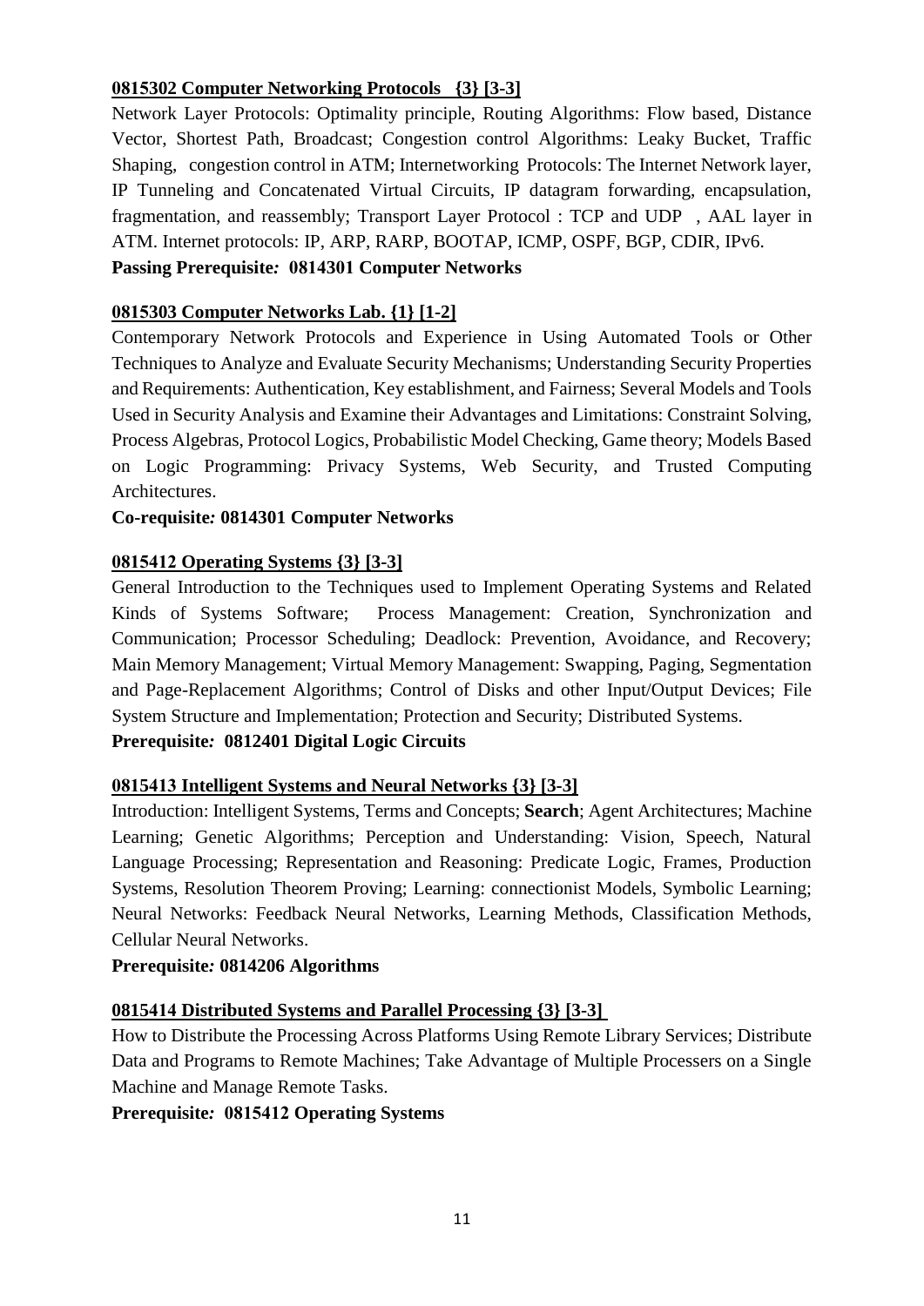**<u>0815302 Computer Networking Protocols {3} [3-3]</u>**

Network Layer Protocols: Optimality principle, Routing Algorithms: Flow based, Distance Vector, Shortest Path, Broadcast; Congestion control Algorithms: Leaky Bucket, Traffic Shaping, congestion control in ATM; Internetworking Protocols: The Internet Network layer, IP Tunneling and Concatenated Virtual Circuits, IP datagram forwarding, encapsulation, fragmentation, and reassembly; Transport Layer Protocol : TCP and UDP , AAL layer in ATM. Internet protocols: IP, ARP, RARP, BOOTAP, ICMP, OSPF, BGP, CDIR, IPv6.

**Passing Prerequisite*:* 0814301 Computer Networks**

**<u>0815303 Computer Networks Lab. {1} [1-2]</u>**

Contemporary Network Protocols and Experience in Using Automated Tools or Other Techniques to Analyze and Evaluate Security Mechanisms; Understanding Security Properties and Requirements: Authentication, Key establishment, and Fairness; Several Models and Tools Used in Security Analysis and Examine their Advantages and Limitations: Constraint Solving, Process Algebras, Protocol Logics, Probabilistic Model Checking, Game theory; Models Based on Logic Programming: Privacy Systems, Web Security, and Trusted Computing Architectures.

**Co-requisite*:* 0814301 Computer Networks**

**<u>0815412 Operating Systems {3} [3-3]</u>**

General Introduction to the Techniques used to Implement Operating Systems and Related Kinds of Systems Software; Process Management: Creation, Synchronization and Communication; Processor Scheduling; Deadlock: Prevention, Avoidance, and Recovery; Main Memory Management; Virtual Memory Management: Swapping, Paging, Segmentation and Page-Replacement Algorithms; Control of Disks and other Input/Output Devices; File System Structure and Implementation; Protection and Security; Distributed Systems.

**Prerequisite*:* 0812401 Digital Logic Circuits**

**<u>0815413 Intelligent Systems and Neural Networks {3} [3-3]</u>**

Introduction: Intelligent Systems, Terms and Concepts; **Search**; Agent Architectures; Machine Learning; Genetic Algorithms; Perception and Understanding: Vision, Speech, Natural Language Processing; Representation and Reasoning: Predicate Logic, Frames, Production Systems, Resolution Theorem Proving; Learning: connectionist Models, Symbolic Learning; Neural Networks: Feedback Neural Networks, Learning Methods, Classification Methods, Cellular Neural Networks.

**Prerequisite*:* 0814206 Algorithms**

**<u>0815414 Distributed Systems and Parallel Processing {3} [3-3]</u>**

How to Distribute the Processing Across Platforms Using Remote Library Services; Distribute Data and Programs to Remote Machines; Take Advantage of Multiple Processers on a Single Machine and Manage Remote Tasks.

**Prerequisite*:* 0815412 Operating Systems**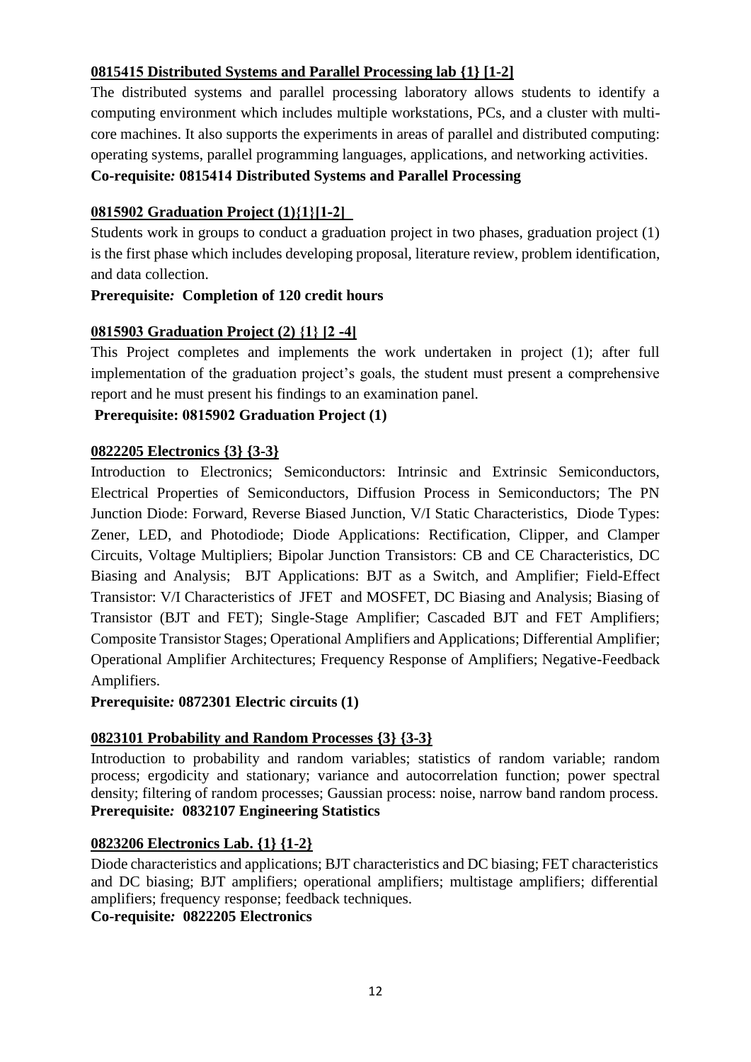**0815415 Distributed Systems and Parallel Processing lab {1} [1-2]**

The distributed systems and parallel processing laboratory allows students to identify a computing environment which includes multiple workstations, PCs, and a cluster with multi-core machines. It also supports the experiments in areas of parallel and distributed computing: operating systems, parallel programming languages, applications, and networking activities.

**Co-requisite: 0815414 Distributed Systems and Parallel Processing**

**0815902 Graduation Project (1){1}[1-2]**

Students work in groups to conduct a graduation project in two phases, graduation project (1) is the first phase which includes developing proposal, literature review, problem identification, and data collection.

**Prerequisite: Completion of 120 credit hours**

**0815903 Graduation Project (2) {1} [2 -4]**

This Project completes and implements the work undertaken in project (1); after full implementation of the graduation project's goals, the student must present a comprehensive report and he must present his findings to an examination panel.

**Prerequisite: 0815902 Graduation Project (1)**

**0822205 Electronics {3} {3-3}**

Introduction to Electronics; Semiconductors: Intrinsic and Extrinsic Semiconductors, Electrical Properties of Semiconductors, Diffusion Process in Semiconductors; The PN Junction Diode: Forward, Reverse Biased Junction, V/I Static Characteristics, Diode Types: Zener, LED, and Photodiode; Diode Applications: Rectification, Clipper, and Clamper Circuits, Voltage Multipliers; Bipolar Junction Transistors: CB and CE Characteristics, DC Biasing and Analysis; BJT Applications: BJT as a Switch, and Amplifier; Field-Effect Transistor: V/I Characteristics of JFET and MOSFET, DC Biasing and Analysis; Biasing of Transistor (BJT and FET); Single-Stage Amplifier; Cascaded BJT and FET Amplifiers; Composite Transistor Stages; Operational Amplifiers and Applications; Differential Amplifier; Operational Amplifier Architectures; Frequency Response of Amplifiers; Negative-Feedback Amplifiers.

**Prerequisite: 0872301 Electric circuits (1)**

**0823101 Probability and Random Processes {3} {3-3}**

Introduction to probability and random variables; statistics of random variable; random process; ergodicity and stationary; variance and autocorrelation function; power spectral density; filtering of random processes; Gaussian process: noise, narrow band random process.

**Prerequisite: 0832107 Engineering Statistics**

**0823206 Electronics Lab. {1} {1-2}**

Diode characteristics and applications; BJT characteristics and DC biasing; FET characteristics and DC biasing; BJT amplifiers; operational amplifiers; multistage amplifiers; differential amplifiers; frequency response; feedback techniques.

**Co-requisite: 0822205 Electronics**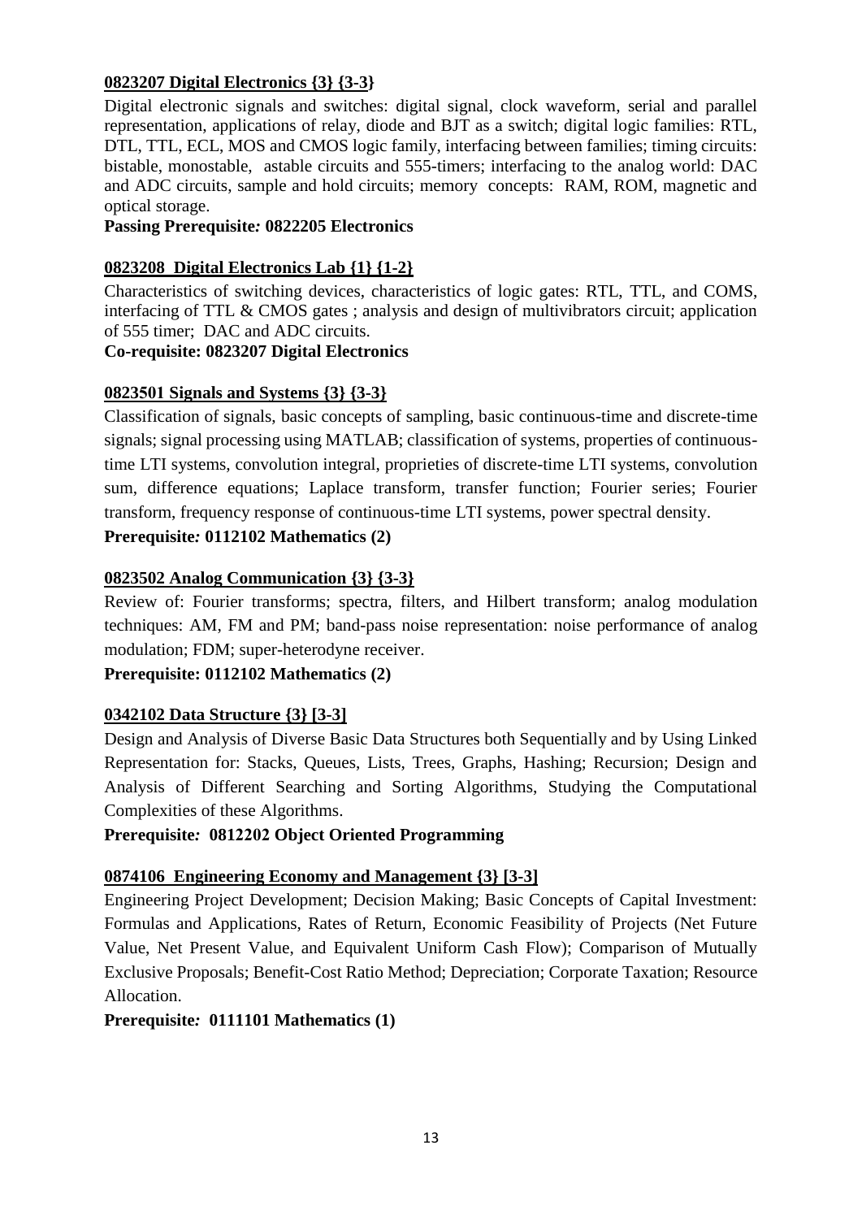**0823207 Digital Electronics {3} {3-3}**

Digital electronic signals and switches: digital signal, clock waveform, serial and parallel representation, applications of relay, diode and BJT as a switch; digital logic families: RTL, DTL, TTL, ECL, MOS and CMOS logic family, interfacing between families; timing circuits: bistable, monostable, astable circuits and 555-timers; interfacing to the analog world: DAC and ADC circuits, sample and hold circuits; memory concepts: RAM, ROM, magnetic and optical storage.

**Passing Prerequisite: 0822205 Electronics**

**0823208 Digital Electronics Lab {1} {1-2}**

Characteristics of switching devices, characteristics of logic gates: RTL, TTL, and COMS, interfacing of TTL & CMOS gates ; analysis and design of multivibrators circuit; application of 555 timer; DAC and ADC circuits.

**Co-requisite: 0823207 Digital Electronics**

**0823501 Signals and Systems {3} {3-3}**

Classification of signals, basic concepts of sampling, basic continuous-time and discrete-time signals; signal processing using MATLAB; classification of systems, properties of continuous-time LTI systems, convolution integral, proprieties of discrete-time LTI systems, convolution sum, difference equations; Laplace transform, transfer function; Fourier series; Fourier transform, frequency response of continuous-time LTI systems, power spectral density.

**Prerequisite: 0112102 Mathematics (2)**

**0823502 Analog Communication {3} {3-3}**

Review of: Fourier transforms; spectra, filters, and Hilbert transform; analog modulation techniques: AM, FM and PM; band-pass noise representation: noise performance of analog modulation; FDM; super-heterodyne receiver.

**Prerequisite: 0112102 Mathematics (2)**

**0342102 Data Structure {3} [3-3]**

Design and Analysis of Diverse Basic Data Structures both Sequentially and by Using Linked Representation for: Stacks, Queues, Lists, Trees, Graphs, Hashing; Recursion; Design and Analysis of Different Searching and Sorting Algorithms, Studying the Computational Complexities of these Algorithms.

**Prerequisite: 0812202 Object Oriented Programming**

**0874106 Engineering Economy and Management {3} [3-3]**

Engineering Project Development; Decision Making; Basic Concepts of Capital Investment: Formulas and Applications, Rates of Return, Economic Feasibility of Projects (Net Future Value, Net Present Value, and Equivalent Uniform Cash Flow); Comparison of Mutually Exclusive Proposals; Benefit-Cost Ratio Method; Depreciation; Corporate Taxation; Resource Allocation.

**Prerequisite: 0111101 Mathematics (1)**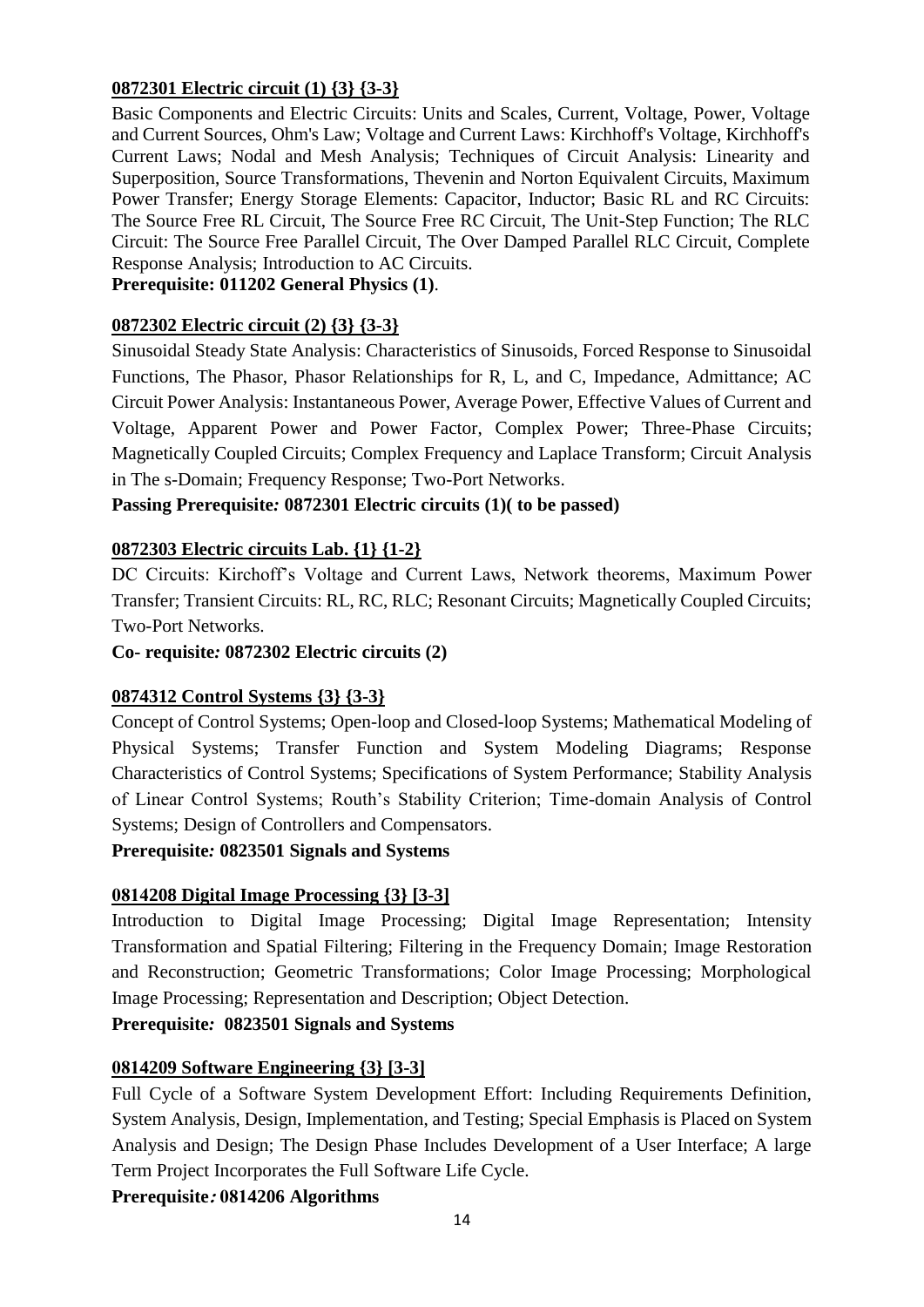**0872301 Electric circuit (1) {3} {3-3}**

Basic Components and Electric Circuits: Units and Scales, Current, Voltage, Power, Voltage and Current Sources, Ohm's Law; Voltage and Current Laws: Kirchhoff's Voltage, Kirchhoff's Current Laws; Nodal and Mesh Analysis; Techniques of Circuit Analysis: Linearity and Superposition, Source Transformations, Thevenin and Norton Equivalent Circuits, Maximum Power Transfer; Energy Storage Elements: Capacitor, Inductor; Basic RL and RC Circuits: The Source Free RL Circuit, The Source Free RC Circuit, The Unit-Step Function; The RLC Circuit: The Source Free Parallel Circuit, The Over Damped Parallel RLC Circuit, Complete Response Analysis; Introduction to AC Circuits.

**Prerequisite: 011202 General Physics (1)**.

**0872302 Electric circuit (2) {3} {3-3}**

Sinusoidal Steady State Analysis: Characteristics of Sinusoids, Forced Response to Sinusoidal Functions, The Phasor, Phasor Relationships for R, L, and C, Impedance, Admittance; AC Circuit Power Analysis: Instantaneous Power, Average Power, Effective Values of Current and Voltage, Apparent Power and Power Factor, Complex Power; Three-Phase Circuits; Magnetically Coupled Circuits; Complex Frequency and Laplace Transform; Circuit Analysis in The s-Domain; Frequency Response; Two-Port Networks.

**Passing Prerequisite*:* 0872301 Electric circuits (1)( to be passed)**

**0872303 Electric circuits Lab. {1} {1-2}**

DC Circuits: Kirchoff's Voltage and Current Laws, Network theorems, Maximum Power Transfer; Transient Circuits: RL, RC, RLC; Resonant Circuits; Magnetically Coupled Circuits; Two-Port Networks.

**Co- requisite*:* 0872302 Electric circuits (2)**

**0874312 Control Systems {3} {3-3}**

Concept of Control Systems; Open-loop and Closed-loop Systems; Mathematical Modeling of Physical Systems; Transfer Function and System Modeling Diagrams; Response Characteristics of Control Systems; Specifications of System Performance; Stability Analysis of Linear Control Systems; Routh's Stability Criterion; Time-domain Analysis of Control Systems; Design of Controllers and Compensators.

**Prerequisite*:* 0823501 Signals and Systems**

**0814208 Digital Image Processing {3} [3-3]**

Introduction to Digital Image Processing; Digital Image Representation; Intensity Transformation and Spatial Filtering; Filtering in the Frequency Domain; Image Restoration and Reconstruction; Geometric Transformations; Color Image Processing; Morphological Image Processing; Representation and Description; Object Detection.

**Prerequisite*:* 0823501 Signals and Systems**

**0814209 Software Engineering {3} [3-3]**

Full Cycle of a Software System Development Effort: Including Requirements Definition, System Analysis, Design, Implementation, and Testing; Special Emphasis is Placed on System Analysis and Design; The Design Phase Includes Development of a User Interface; A large Term Project Incorporates the Full Software Life Cycle.

**Prerequisite*:* 0814206 Algorithms**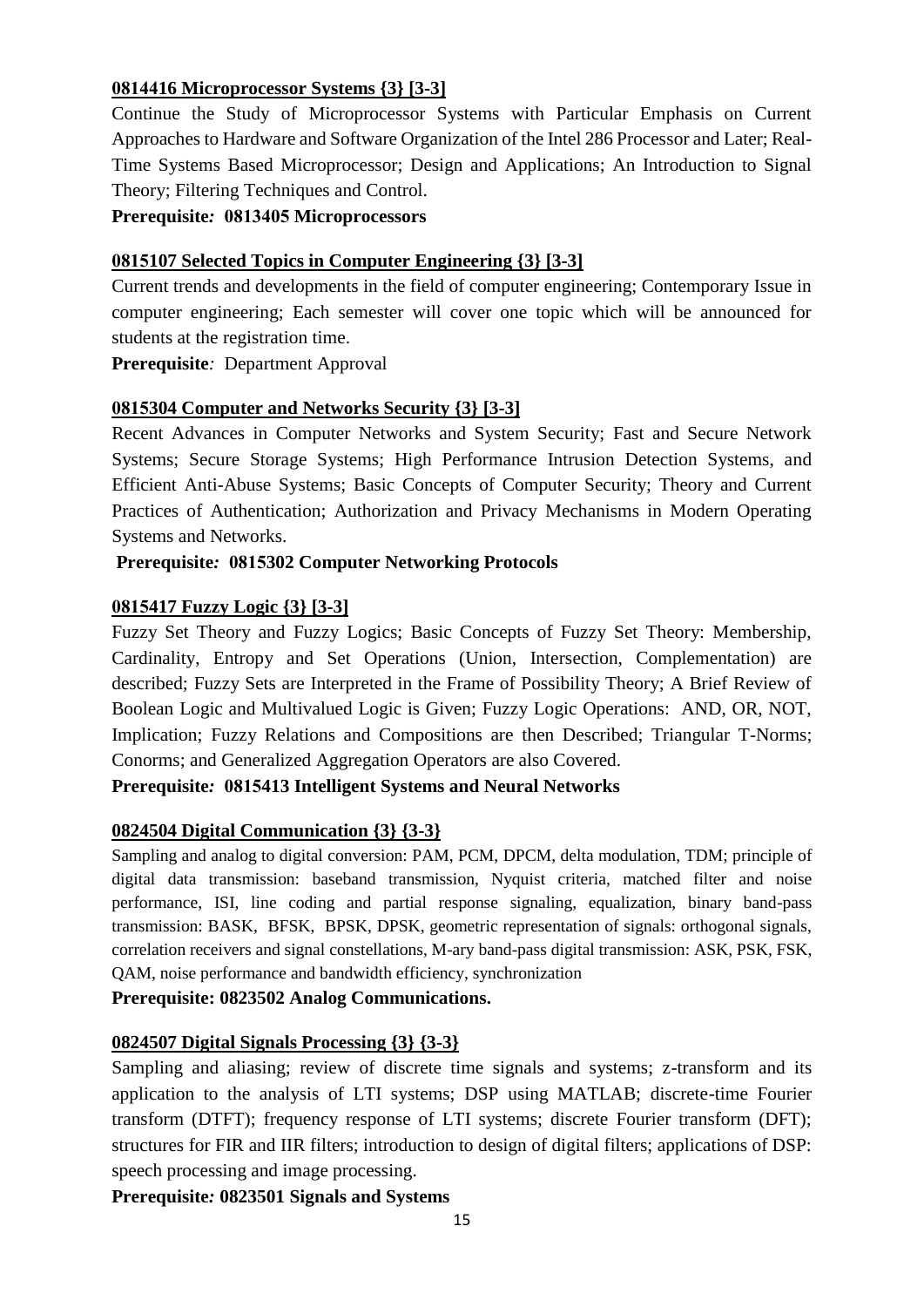**0814416 Microprocessor Systems {3} [3-3]**

Continue the Study of Microprocessor Systems with Particular Emphasis on Current Approaches to Hardware and Software Organization of the Intel 286 Processor and Later; Real-Time Systems Based Microprocessor; Design and Applications; An Introduction to Signal Theory; Filtering Techniques and Control.

**Prerequisite: 0813405 Microprocessors**

**0815107 Selected Topics in Computer Engineering {3} [3-3]**

Current trends and developments in the field of computer engineering; Contemporary Issue in computer engineering; Each semester will cover one topic which will be announced for students at the registration time.

**Prerequisite**: Department Approval

**0815304 Computer and Networks Security {3} [3-3]**

Recent Advances in Computer Networks and System Security; Fast and Secure Network Systems; Secure Storage Systems; High Performance Intrusion Detection Systems, and Efficient Anti-Abuse Systems; Basic Concepts of Computer Security; Theory and Current Practices of Authentication; Authorization and Privacy Mechanisms in Modern Operating Systems and Networks.

**Prerequisite: 0815302 Computer Networking Protocols**

**0815417 Fuzzy Logic {3} [3-3]**

Fuzzy Set Theory and Fuzzy Logics; Basic Concepts of Fuzzy Set Theory: Membership, Cardinality, Entropy and Set Operations (Union, Intersection, Complementation) are described; Fuzzy Sets are Interpreted in the Frame of Possibility Theory; A Brief Review of Boolean Logic and Multivalued Logic is Given; Fuzzy Logic Operations: AND, OR, NOT, Implication; Fuzzy Relations and Compositions are then Described; Triangular T-Norms; Conorms; and Generalized Aggregation Operators are also Covered.

**Prerequisite: 0815413 Intelligent Systems and Neural Networks**

**0824504 Digital Communication {3} {3-3}**

Sampling and analog to digital conversion: PAM, PCM, DPCM, delta modulation, TDM; principle of digital data transmission: baseband transmission, Nyquist criteria, matched filter and noise performance, ISI, line coding and partial response signaling, equalization, binary band-pass transmission: BASK, BFSK, BPSK, DPSK, geometric representation of signals: orthogonal signals, correlation receivers and signal constellations, M-ary band-pass digital transmission: ASK, PSK, FSK, QAM, noise performance and bandwidth efficiency, synchronization

**Prerequisite: 0823502 Analog Communications.**

**0824507 Digital Signals Processing {3} {3-3}**

Sampling and aliasing; review of discrete time signals and systems; z-transform and its application to the analysis of LTI systems; DSP using MATLAB; discrete-time Fourier transform (DTFT); frequency response of LTI systems; discrete Fourier transform (DFT); structures for FIR and IIR filters; introduction to design of digital filters; applications of DSP: speech processing and image processing.

**Prerequisite: 0823501 Signals and Systems**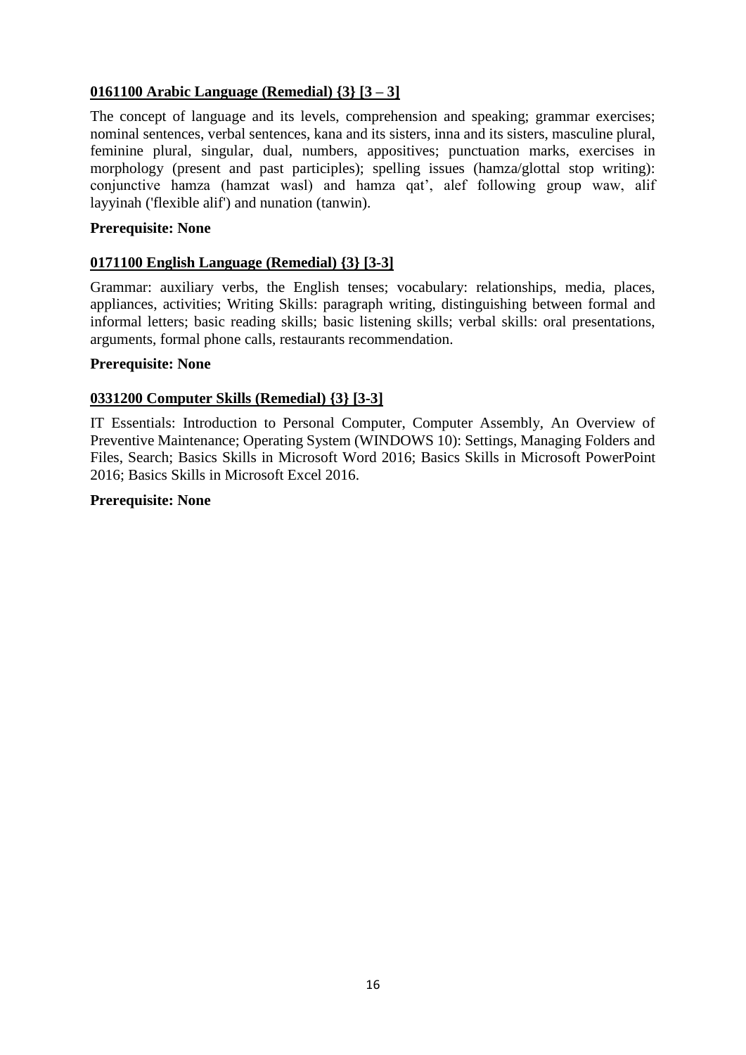**<u>0161100 Arabic Language (Remedial) {3} [3 – 3]</u>**

The concept of language and its levels, comprehension and speaking; grammar exercises; nominal sentences, verbal sentences, kana and its sisters, inna and its sisters, masculine plural, feminine plural, singular, dual, numbers, appositives; punctuation marks, exercises in morphology (present and past participles); spelling issues (hamza/glottal stop writing): conjunctive hamza (hamzat wasl) and hamza qat', alef following group waw, alif layyinah ('flexible alif') and nunation (tanwin).

**Prerequisite: None**

**<u>0171100 English Language (Remedial) {3} [3-3]</u>**

Grammar: auxiliary verbs, the English tenses; vocabulary: relationships, media, places, appliances, activities; Writing Skills: paragraph writing, distinguishing between formal and informal letters; basic reading skills; basic listening skills; verbal skills: oral presentations, arguments, formal phone calls, restaurants recommendation.

**Prerequisite: None**

**<u>0331200 Computer Skills (Remedial) {3} [3-3]</u>**

IT Essentials: Introduction to Personal Computer, Computer Assembly, An Overview of Preventive Maintenance; Operating System (WINDOWS 10): Settings, Managing Folders and Files, Search; Basics Skills in Microsoft Word 2016; Basics Skills in Microsoft PowerPoint 2016; Basics Skills in Microsoft Excel 2016.

**Prerequisite: None**